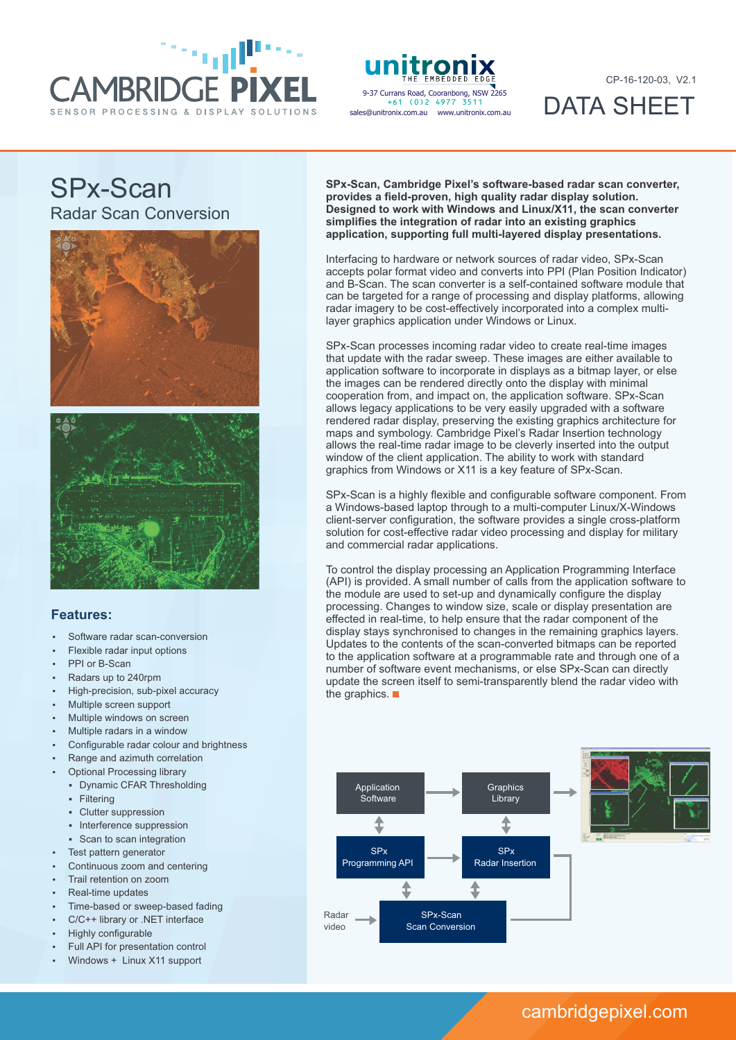CAMBRIDGE PIXEL
SENSOR PROCESSING & DISPLAY SOLUTIONS

unitronix
THE EMBEDDED EDGE
9-37 Currans Road, Cooranbong, NSW 2265
+61 (0)2 4977 3511
sales@unitronix.com.au www.unitronix.com.au

CP-16-120-03, V2.1

DATA SHEET

# SPx-Scan

## Radar Scan Conversion

### Features:

- Software radar scan-conversion
- Flexible radar input options
- PPI or B-Scan
- Radars up to 240rpm
- High-precision, sub-pixel accuracy
- Multiple screen support
- Multiple windows on screen
- Multiple radars in a window
- Configurable radar colour and brightness
- Range and azimuth correlation
- Optional Processing library
    - Dynamic CFAR Thresholding
    - Filtering
    - Clutter suppression
    - Interference suppression
    - Scan to scan integration
- Test pattern generator
- Continuous zoom and centering
- Trail retention on zoom
- Real-time updates
- Time-based or sweep-based fading
- C/C++ library or .NET interface
- Highly configurable
- Full API for presentation control
- Windows + Linux X11 support

**SPx-Scan, Cambridge Pixel's software-based radar scan converter, provides a field-proven, high quality radar display solution. Designed to work with Windows and Linux/X11, the scan converter simplifies the integration of radar into an existing graphics application, supporting full multi-layered display presentations.**

Interfacing to hardware or network sources of radar video, SPx-Scan accepts polar format video and converts into PPI (Plan Position Indicator) and B-Scan. The scan converter is a self-contained software module that can be targeted for a range of processing and display platforms, allowing radar imagery to be cost-effectively incorporated into a complex multi-layer graphics application under Windows or Linux.

SPx-Scan processes incoming radar video to create real-time images that update with the radar sweep. These images are either available to application software to incorporate in displays as a bitmap layer, or else the images can be rendered directly onto the display with minimal cooperation from, and impact on, the application software. SPx-Scan allows legacy applications to be very easily upgraded with a software rendered radar display, preserving the existing graphics architecture for maps and symbology. Cambridge Pixel's Radar Insertion technology allows the real-time radar image to be cleverly inserted into the output window of the client application. The ability to work with standard graphics from Windows or X11 is a key feature of SPx-Scan.

SPx-Scan is a highly flexible and configurable software component. From a Windows-based laptop through to a multi-computer Linux/X-Windows client-server configuration, the software provides a single cross-platform solution for cost-effective radar video processing and display for military and commercial radar applications.

To control the display processing an Application Programming Interface (API) is provided. A small number of calls from the application software to the module are used to set-up and dynamically configure the display processing. Changes to window size, scale or display presentation are effected in real-time, to help ensure that the radar component of the display stays synchronised to changes in the remaining graphics layers. Updates to the contents of the scan-converted bitmaps can be reported to the application software at a programmable rate and through one of a number of software event mechanisms, or else SPx-Scan can directly update the screen itself to semi-transparently blend the radar video with the graphics.

Application Software → Graphics Library

SPx Programming API → SPx Radar Insertion

Radar video → SPx-Scan Scan Conversion

cambridgepixel.com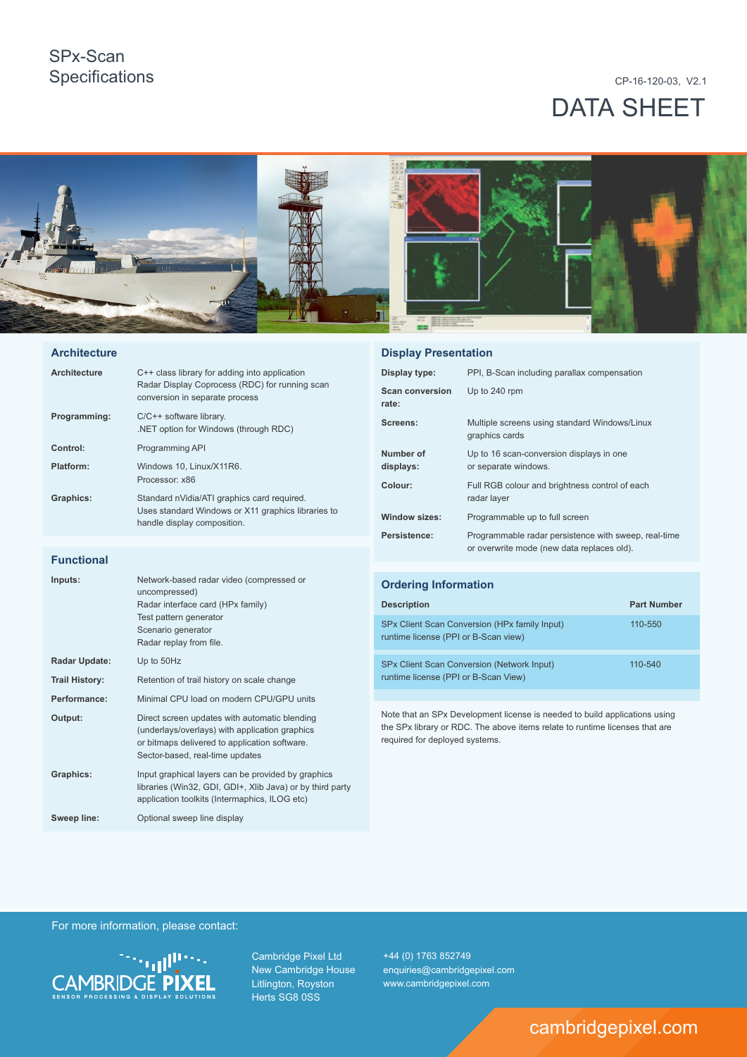# SPx-Scan Specifications

CP-16-120-03, V2.1

# DATA SHEET

## Architecture

| | |
|---|---|
| **Architecture** | C++ class library for adding into application<br>Radar Display Coprocess (RDC) for running scan conversion in separate process |
| **Programming:** | C/C++ software library.<br>.NET option for Windows (through RDC) |
| **Control:** | Programming API |
| **Platform:** | Windows 10, Linux/X11R6.<br>Processor: x86 |
| **Graphics:** | Standard nVidia/ATI graphics card required.<br>Uses standard Windows or X11 graphics libraries to handle display composition. |

## Functional

| | |
|---|---|
| **Inputs:** | Network-based radar video (compressed or uncompressed)<br>Radar interface card (HPx family)<br>Test pattern generator<br>Scenario generator<br>Radar replay from file. |
| **Radar Update:** | Up to 50Hz |
| **Trail History:** | Retention of trail history on scale change |
| **Performance:** | Minimal CPU load on modern CPU/GPU units |
| **Output:** | Direct screen updates with automatic blending (underlays/overlays) with application graphics or bitmaps delivered to application software.<br>Sector-based, real-time updates |
| **Graphics:** | Input graphical layers can be provided by graphics libraries (Win32, GDI, GDI+, Xlib Java) or by third party application toolkits (Intermaphics, ILOG etc) |
| **Sweep line:** | Optional sweep line display |

## Display Presentation

| | |
|---|---|
| **Display type:** | PPI, B-Scan including parallax compensation |
| **Scan conversion rate:** | Up to 240 rpm |
| **Screens:** | Multiple screens using standard Windows/Linux graphics cards |
| **Number of displays:** | Up to 16 scan-conversion displays in one or separate windows. |
| **Colour:** | Full RGB colour and brightness control of each radar layer |
| **Window sizes:** | Programmable up to full screen |
| **Persistence:** | Programmable radar persistence with sweep, real-time or overwrite mode (new data replaces old). |

## Ordering Information

| Description | Part Number |
|---|---|
| SPx Client Scan Conversion (HPx family Input) runtime license (PPI or B-Scan view) | 110-550 |
| SPx Client Scan Conversion (Network Input) runtime license (PPI or B-Scan View) | 110-540 |

Note that an SPx Development license is needed to build applications using the SPx library or RDC. The above items relate to runtime licenses that are required for deployed systems.

For more information, please contact:

Cambridge Pixel Ltd
New Cambridge House
Litlington, Royston
Herts SG8 0SS

+44 (0) 1763 852749
enquiries@cambridgepixel.com
www.cambridgepixel.com

cambridgepixel.com